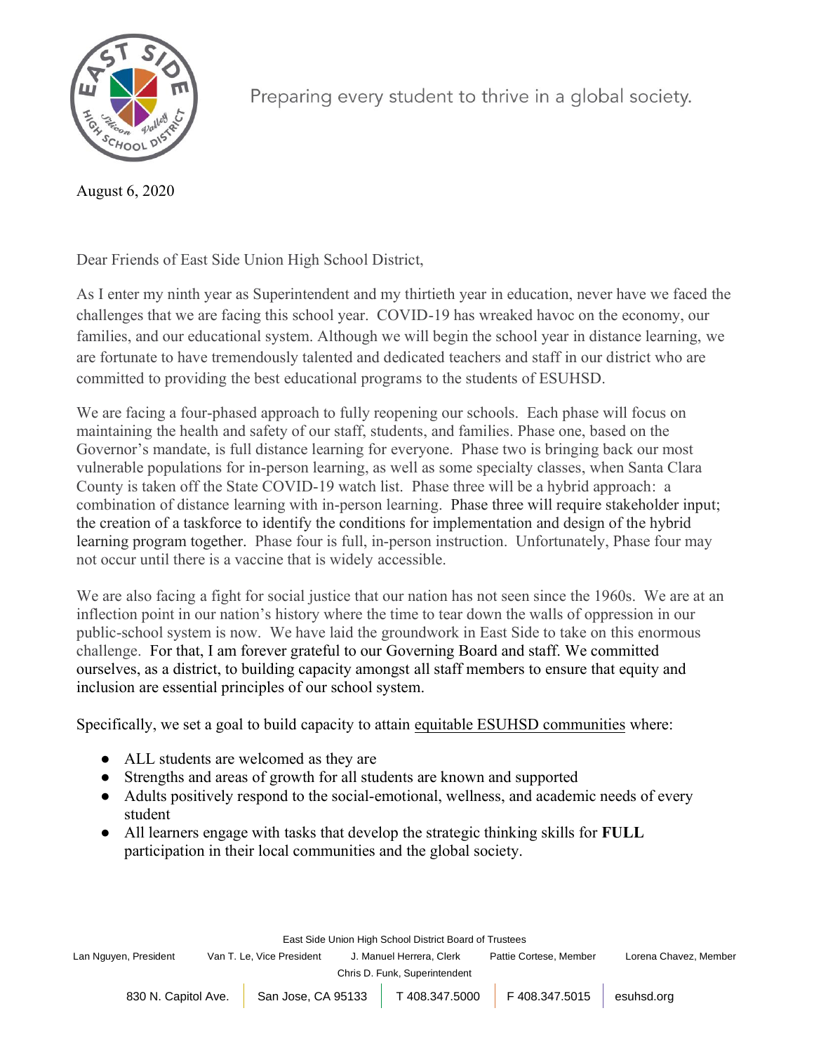Preparing every student to thrive in a global society.

August 6, 2020

Dear Friends of East Side Union High School District,

As I enter my ninth year as Superintendent and my thirtieth year in education, never have we faced the challenges that we are facing this school year. COVID-19 has wreaked havoc on the economy, our families, and our educational system. Although we will begin the school year in distance learning, we are fortunate to have tremendously talented and dedicated teachers and staff in our district who are committed to providing the best educational programs to the students of ESUHSD.

We are facing a four-phased approach to fully reopening our schools. Each phase will focus on maintaining the health and safety of our staff, students, and families. Phase one, based on the Governor's mandate, is full distance learning for everyone. Phase two is bringing back our most vulnerable populations for in-person learning, as well as some specialty classes, when Santa Clara County is taken off the State COVID-19 watch list. Phase three will be a hybrid approach: a combination of distance learning with in-person learning. Phase three will require stakeholder input; the creation of a taskforce to identify the conditions for implementation and design of the hybrid learning program together. Phase four is full, in-person instruction. Unfortunately, Phase four may not occur until there is a vaccine that is widely accessible.

We are also facing a fight for social justice that our nation has not seen since the 1960s. We are at an inflection point in our nation's history where the time to tear down the walls of oppression in our public-school system is now. We have laid the groundwork in East Side to take on this enormous challenge. For that, I am forever grateful to our Governing Board and staff. We committed ourselves, as a district, to building capacity amongst all staff members to ensure that equity and inclusion are essential principles of our school system.

Specifically, we set a goal to build capacity to attain equitable ESUHSD communities where:

- ALL students are welcomed as they are
- Strengths and areas of growth for all students are known and supported
- Adults positively respond to the social-emotional, wellness, and academic needs of every student
- All learners engage with tasks that develop the strategic thinking skills for **FULL** participation in their local communities and the global society.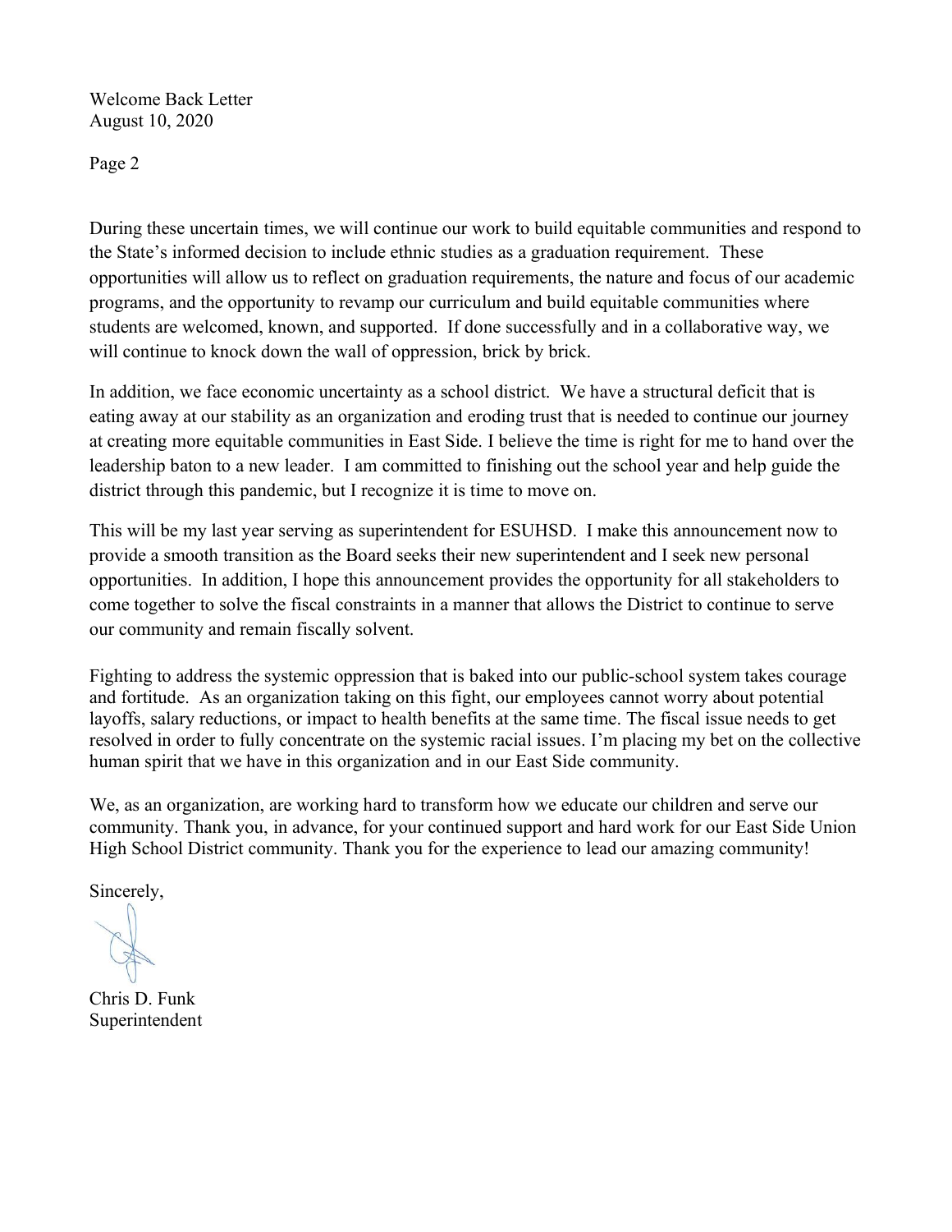During these uncertain times, we will continue our work to build equitable communities and respond to the State's informed decision to include ethnic studies as a graduation requirement. These opportunities will allow us to reflect on graduation requirements, the nature and focus of our academic programs, and the opportunity to revamp our curriculum and build equitable communities where students are welcomed, known, and supported. If done successfully and in a collaborative way, we will continue to knock down the wall of oppression, brick by brick.

In addition, we face economic uncertainty as a school district. We have a structural deficit that is eating away at our stability as an organization and eroding trust that is needed to continue our journey at creating more equitable communities in East Side. I believe the time is right for me to hand over the leadership baton to a new leader. I am committed to finishing out the school year and help guide the district through this pandemic, but I recognize it is time to move on.

This will be my last year serving as superintendent for ESUHSD. I make this announcement now to provide a smooth transition as the Board seeks their new superintendent and I seek new personal opportunities. In addition, I hope this announcement provides the opportunity for all stakeholders to come together to solve the fiscal constraints in a manner that allows the District to continue to serve our community and remain fiscally solvent.

Fighting to address the systemic oppression that is baked into our public-school system takes courage and fortitude. As an organization taking on this fight, our employees cannot worry about potential layoffs, salary reductions, or impact to health benefits at the same time. The fiscal issue needs to get resolved in order to fully concentrate on the systemic racial issues. I'm placing my bet on the collective human spirit that we have in this organization and in our East Side community.

We, as an organization, are working hard to transform how we educate our children and serve our community. Thank you, in advance, for your continued support and hard work for our East Side Union High School District community. Thank you for the experience to lead our amazing community!

Sincerely,

Chris D. Funk
Superintendent